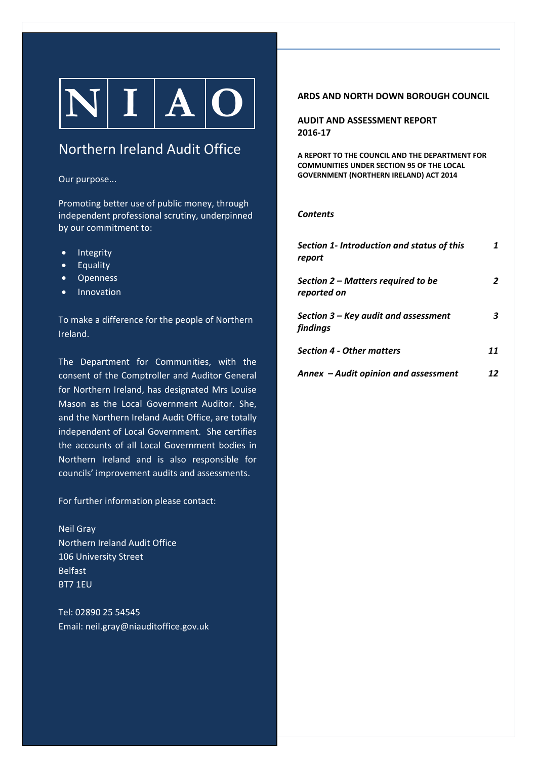# N I A O

## Northern Ireland Audit Office

Our purpose...

Promoting better use of public money, through independent professional scrutiny, underpinned by our commitment to:

- Integrity
- Equality
- Openness
- Innovation

To make a difference for the people of Northern Ireland.

The Department for Communities, with the consent of the Comptroller and Auditor General for Northern Ireland, has designated Mrs Louise Mason as the Local Government Auditor. She, and the Northern Ireland Audit Office, are totally independent of Local Government. She certifies the accounts of all Local Government bodies in Northern Ireland and is also responsible for councils' improvement audits and assessments.

For further information please contact:

Neil Gray
Northern Ireland Audit Office
106 University Street
Belfast
BT7 1EU

Tel: 02890 25 54545
Email: neil.gray@niauditoffice.gov.uk

# ARDS AND NORTH DOWN BOROUGH COUNCIL

## AUDIT AND ASSESSMENT REPORT 2016-17

**A REPORT TO THE COUNCIL AND THE DEPARTMENT FOR COMMUNITIES UNDER SECTION 95 OF THE LOCAL GOVERNMENT (NORTHERN IRELAND) ACT 2014**

***Contents***

| | |
|---|---|
| ***Section 1- Introduction and status of this report*** | ***1*** |
| ***Section 2 – Matters required to be reported on*** | ***2*** |
| ***Section 3 – Key audit and assessment findings*** | ***3*** |
| ***Section 4 - Other matters*** | ***11*** |
| ***Annex – Audit opinion and assessment*** | ***12*** |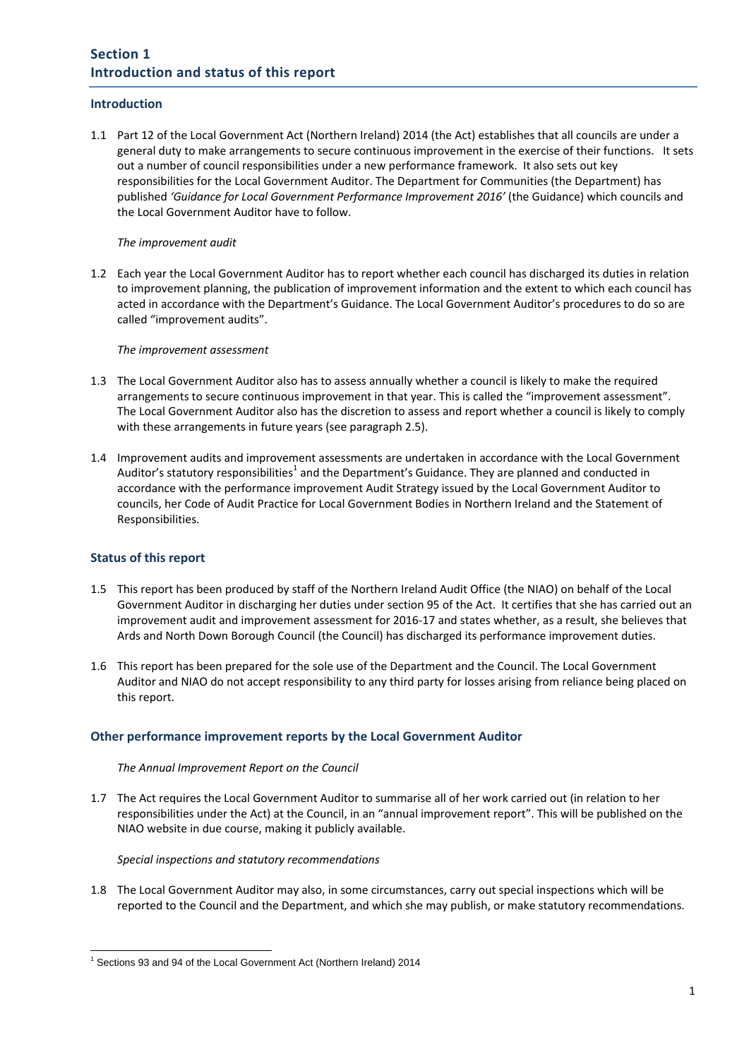## Section 1
## Introduction and status of this report

### Introduction

1.1 Part 12 of the Local Government Act (Northern Ireland) 2014 (the Act) establishes that all councils are under a general duty to make arrangements to secure continuous improvement in the exercise of their functions. It sets out a number of council responsibilities under a new performance framework. It also sets out key responsibilities for the Local Government Auditor. The Department for Communities (the Department) has published *'Guidance for Local Government Performance Improvement 2016'* (the Guidance) which councils and the Local Government Auditor have to follow.

*The improvement audit*

1.2 Each year the Local Government Auditor has to report whether each council has discharged its duties in relation to improvement planning, the publication of improvement information and the extent to which each council has acted in accordance with the Department's Guidance. The Local Government Auditor's procedures to do so are called "improvement audits".

*The improvement assessment*

1.3 The Local Government Auditor also has to assess annually whether a council is likely to make the required arrangements to secure continuous improvement in that year. This is called the "improvement assessment". The Local Government Auditor also has the discretion to assess and report whether a council is likely to comply with these arrangements in future years (see paragraph 2.5).

1.4 Improvement audits and improvement assessments are undertaken in accordance with the Local Government Auditor's statutory responsibilities[1] and the Department's Guidance. They are planned and conducted in accordance with the performance improvement Audit Strategy issued by the Local Government Auditor to councils, her Code of Audit Practice for Local Government Bodies in Northern Ireland and the Statement of Responsibilities.

### Status of this report

1.5 This report has been produced by staff of the Northern Ireland Audit Office (the NIAO) on behalf of the Local Government Auditor in discharging her duties under section 95 of the Act. It certifies that she has carried out an improvement audit and improvement assessment for 2016-17 and states whether, as a result, she believes that Ards and North Down Borough Council (the Council) has discharged its performance improvement duties.

1.6 This report has been prepared for the sole use of the Department and the Council. The Local Government Auditor and NIAO do not accept responsibility to any third party for losses arising from reliance being placed on this report.

### Other performance improvement reports by the Local Government Auditor

*The Annual Improvement Report on the Council*

1.7 The Act requires the Local Government Auditor to summarise all of her work carried out (in relation to her responsibilities under the Act) at the Council, in an "annual improvement report". This will be published on the NIAO website in due course, making it publicly available.

*Special inspections and statutory recommendations*

1.8 The Local Government Auditor may also, in some circumstances, carry out special inspections which will be reported to the Council and the Department, and which she may publish, or make statutory recommendations.

[1] Sections 93 and 94 of the Local Government Act (Northern Ireland) 2014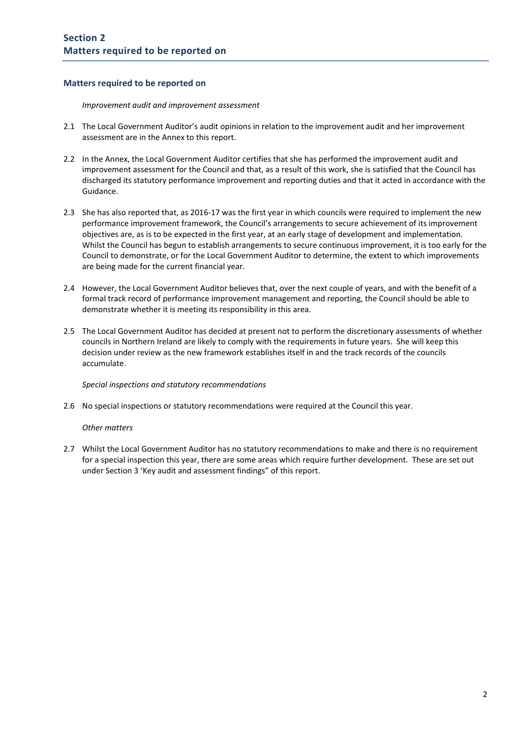## Section 2
## Matters required to be reported on

### Matters required to be reported on

*Improvement audit and improvement assessment*

2.1 The Local Government Auditor's audit opinions in relation to the improvement audit and her improvement assessment are in the Annex to this report.

2.2 In the Annex, the Local Government Auditor certifies that she has performed the improvement audit and improvement assessment for the Council and that, as a result of this work, she is satisfied that the Council has discharged its statutory performance improvement and reporting duties and that it acted in accordance with the Guidance.

2.3 She has also reported that, as 2016-17 was the first year in which councils were required to implement the new performance improvement framework, the Council's arrangements to secure achievement of its improvement objectives are, as is to be expected in the first year, at an early stage of development and implementation. Whilst the Council has begun to establish arrangements to secure continuous improvement, it is too early for the Council to demonstrate, or for the Local Government Auditor to determine, the extent to which improvements are being made for the current financial year.

2.4 However, the Local Government Auditor believes that, over the next couple of years, and with the benefit of a formal track record of performance improvement management and reporting, the Council should be able to demonstrate whether it is meeting its responsibility in this area.

2.5 The Local Government Auditor has decided at present not to perform the discretionary assessments of whether councils in Northern Ireland are likely to comply with the requirements in future years. She will keep this decision under review as the new framework establishes itself in and the track records of the councils accumulate.

*Special inspections and statutory recommendations*

2.6 No special inspections or statutory recommendations were required at the Council this year.

*Other matters*

2.7 Whilst the Local Government Auditor has no statutory recommendations to make and there is no requirement for a special inspection this year, there are some areas which require further development. These are set out under Section 3 'Key audit and assessment findings" of this report.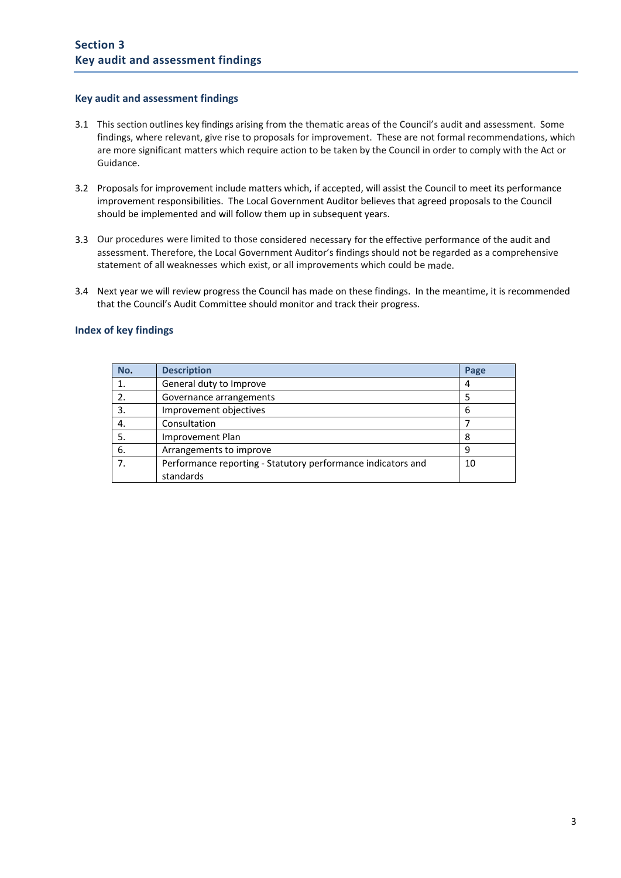## Section 3
## Key audit and assessment findings

### Key audit and assessment findings

3.1 This section outlines key findings arising from the thematic areas of the Council's audit and assessment. Some findings, where relevant, give rise to proposals for improvement. These are not formal recommendations, which are more significant matters which require action to be taken by the Council in order to comply with the Act or Guidance.

3.2 Proposals for improvement include matters which, if accepted, will assist the Council to meet its performance improvement responsibilities. The Local Government Auditor believes that agreed proposals to the Council should be implemented and will follow them up in subsequent years.

3.3 Our procedures were limited to those considered necessary for the effective performance of the audit and assessment. Therefore, the Local Government Auditor's findings should not be regarded as a comprehensive statement of all weaknesses which exist, or all improvements which could be made.

3.4 Next year we will review progress the Council has made on these findings. In the meantime, it is recommended that the Council's Audit Committee should monitor and track their progress.

### Index of key findings

| No. | Description | Page |
|---|---|---|
| 1. | General duty to Improve | 4 |
| 2. | Governance arrangements | 5 |
| 3. | Improvement objectives | 6 |
| 4. | Consultation | 7 |
| 5. | Improvement Plan | 8 |
| 6. | Arrangements to improve | 9 |
| 7. | Performance reporting - Statutory performance indicators and standards | 10 |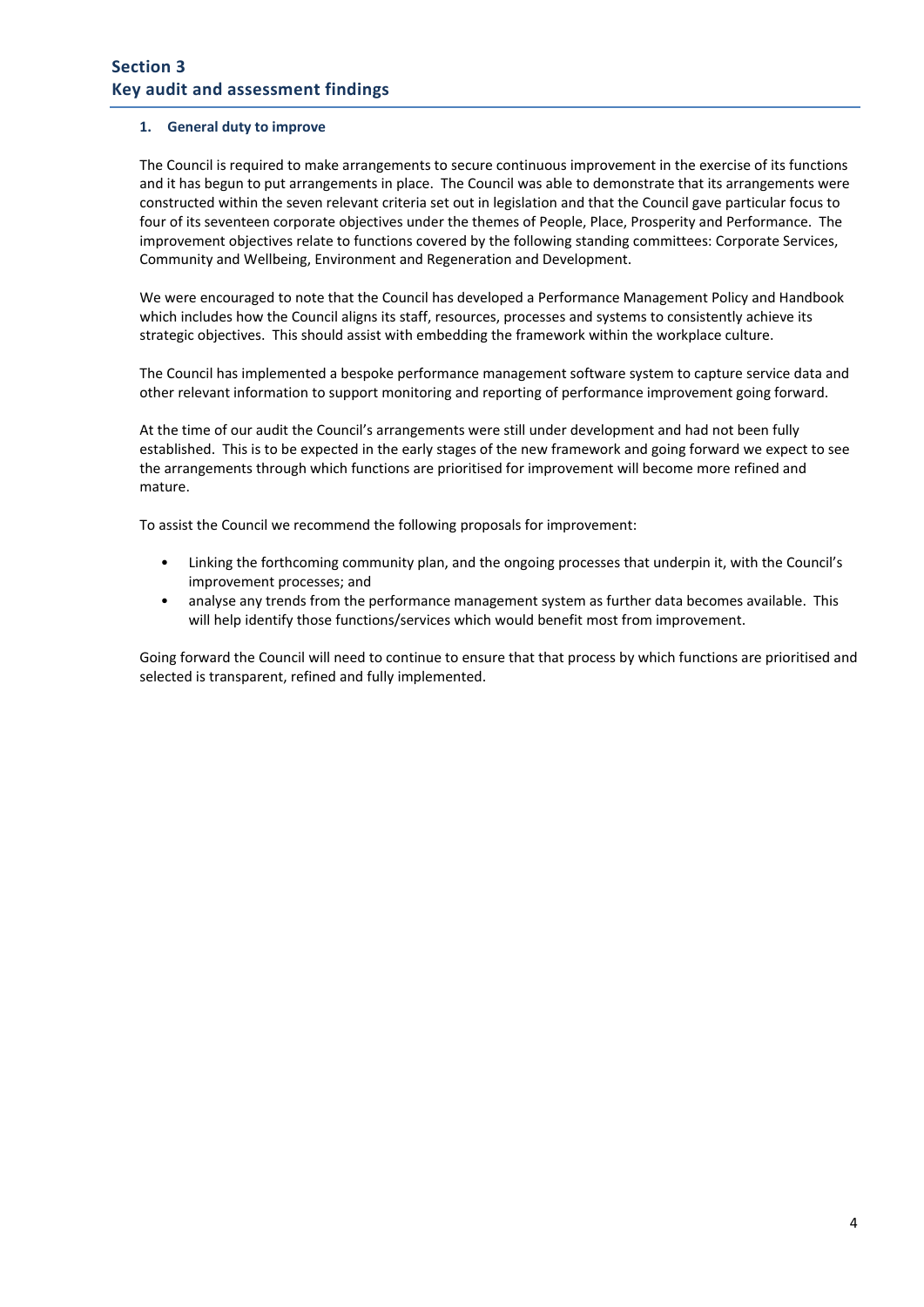## Section 3
## Key audit and assessment findings

### 1. General duty to improve

The Council is required to make arrangements to secure continuous improvement in the exercise of its functions and it has begun to put arrangements in place. The Council was able to demonstrate that its arrangements were constructed within the seven relevant criteria set out in legislation and that the Council gave particular focus to four of its seventeen corporate objectives under the themes of People, Place, Prosperity and Performance. The improvement objectives relate to functions covered by the following standing committees: Corporate Services, Community and Wellbeing, Environment and Regeneration and Development.

We were encouraged to note that the Council has developed a Performance Management Policy and Handbook which includes how the Council aligns its staff, resources, processes and systems to consistently achieve its strategic objectives. This should assist with embedding the framework within the workplace culture.

The Council has implemented a bespoke performance management software system to capture service data and other relevant information to support monitoring and reporting of performance improvement going forward.

At the time of our audit the Council's arrangements were still under development and had not been fully established. This is to be expected in the early stages of the new framework and going forward we expect to see the arrangements through which functions are prioritised for improvement will become more refined and mature.

To assist the Council we recommend the following proposals for improvement:

- Linking the forthcoming community plan, and the ongoing processes that underpin it, with the Council's improvement processes; and
- analyse any trends from the performance management system as further data becomes available. This will help identify those functions/services which would benefit most from improvement.

Going forward the Council will need to continue to ensure that that process by which functions are prioritised and selected is transparent, refined and fully implemented.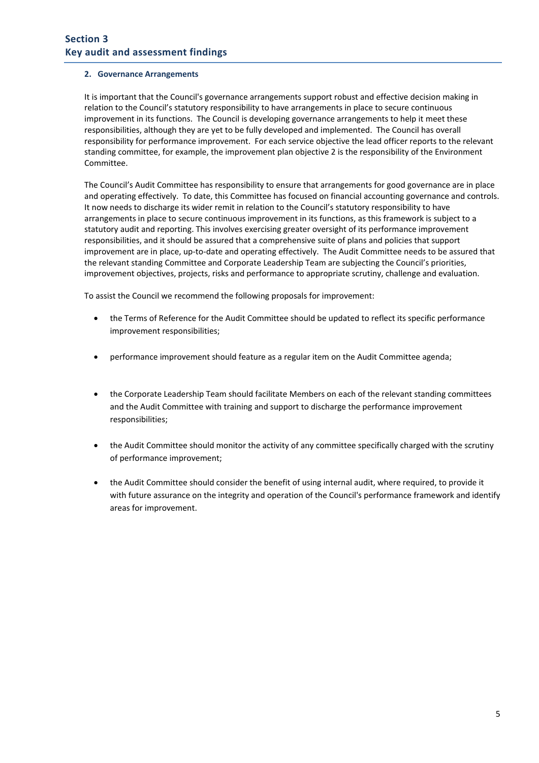## Section 3
## Key audit and assessment findings

### 2. Governance Arrangements

It is important that the Council's governance arrangements support robust and effective decision making in relation to the Council's statutory responsibility to have arrangements in place to secure continuous improvement in its functions. The Council is developing governance arrangements to help it meet these responsibilities, although they are yet to be fully developed and implemented. The Council has overall responsibility for performance improvement. For each service objective the lead officer reports to the relevant standing committee, for example, the improvement plan objective 2 is the responsibility of the Environment Committee.

The Council's Audit Committee has responsibility to ensure that arrangements for good governance are in place and operating effectively. To date, this Committee has focused on financial accounting governance and controls. It now needs to discharge its wider remit in relation to the Council's statutory responsibility to have arrangements in place to secure continuous improvement in its functions, as this framework is subject to a statutory audit and reporting. This involves exercising greater oversight of its performance improvement responsibilities, and it should be assured that a comprehensive suite of plans and policies that support improvement are in place, up-to-date and operating effectively. The Audit Committee needs to be assured that the relevant standing Committee and Corporate Leadership Team are subjecting the Council's priorities, improvement objectives, projects, risks and performance to appropriate scrutiny, challenge and evaluation.

To assist the Council we recommend the following proposals for improvement:

- the Terms of Reference for the Audit Committee should be updated to reflect its specific performance improvement responsibilities;
- performance improvement should feature as a regular item on the Audit Committee agenda;
- the Corporate Leadership Team should facilitate Members on each of the relevant standing committees and the Audit Committee with training and support to discharge the performance improvement responsibilities;
- the Audit Committee should monitor the activity of any committee specifically charged with the scrutiny of performance improvement;
- the Audit Committee should consider the benefit of using internal audit, where required, to provide it with future assurance on the integrity and operation of the Council's performance framework and identify areas for improvement.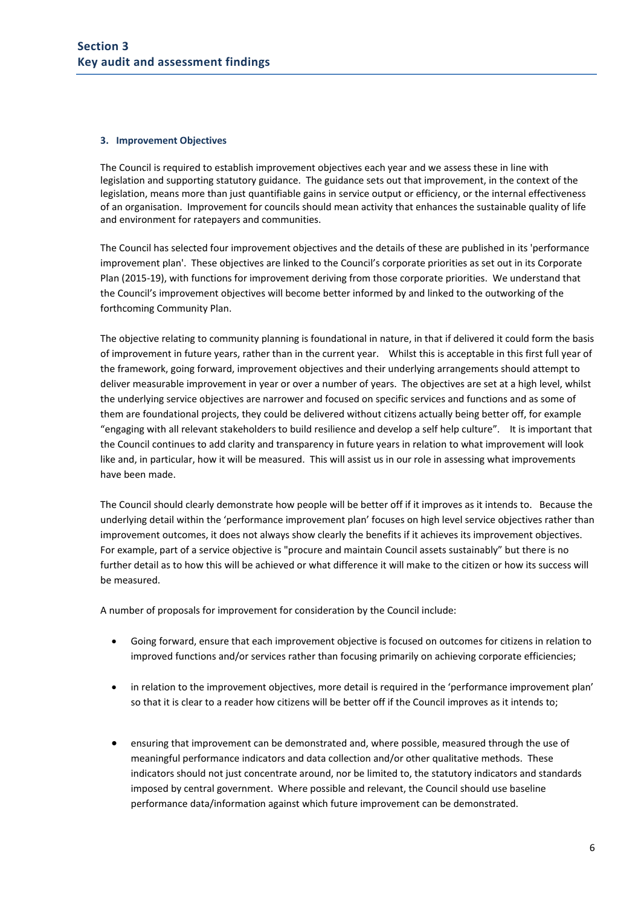# Section 3
# Key audit and assessment findings

### 3. Improvement Objectives

The Council is required to establish improvement objectives each year and we assess these in line with legislation and supporting statutory guidance. The guidance sets out that improvement, in the context of the legislation, means more than just quantifiable gains in service output or efficiency, or the internal effectiveness of an organisation. Improvement for councils should mean activity that enhances the sustainable quality of life and environment for ratepayers and communities.

The Council has selected four improvement objectives and the details of these are published in its 'performance improvement plan'. These objectives are linked to the Council's corporate priorities as set out in its Corporate Plan (2015-19), with functions for improvement deriving from those corporate priorities. We understand that the Council's improvement objectives will become better informed by and linked to the outworking of the forthcoming Community Plan.

The objective relating to community planning is foundational in nature, in that if delivered it could form the basis of improvement in future years, rather than in the current year. Whilst this is acceptable in this first full year of the framework, going forward, improvement objectives and their underlying arrangements should attempt to deliver measurable improvement in year or over a number of years. The objectives are set at a high level, whilst the underlying service objectives are narrower and focused on specific services and functions and as some of them are foundational projects, they could be delivered without citizens actually being better off, for example "engaging with all relevant stakeholders to build resilience and develop a self help culture". It is important that the Council continues to add clarity and transparency in future years in relation to what improvement will look like and, in particular, how it will be measured. This will assist us in our role in assessing what improvements have been made.

The Council should clearly demonstrate how people will be better off if it improves as it intends to. Because the underlying detail within the 'performance improvement plan' focuses on high level service objectives rather than improvement outcomes, it does not always show clearly the benefits if it achieves its improvement objectives. For example, part of a service objective is "procure and maintain Council assets sustainably" but there is no further detail as to how this will be achieved or what difference it will make to the citizen or how its success will be measured.

A number of proposals for improvement for consideration by the Council include:

- Going forward, ensure that each improvement objective is focused on outcomes for citizens in relation to improved functions and/or services rather than focusing primarily on achieving corporate efficiencies;
- in relation to the improvement objectives, more detail is required in the 'performance improvement plan' so that it is clear to a reader how citizens will be better off if the Council improves as it intends to;
- ensuring that improvement can be demonstrated and, where possible, measured through the use of meaningful performance indicators and data collection and/or other qualitative methods. These indicators should not just concentrate around, nor be limited to, the statutory indicators and standards imposed by central government. Where possible and relevant, the Council should use baseline performance data/information against which future improvement can be demonstrated.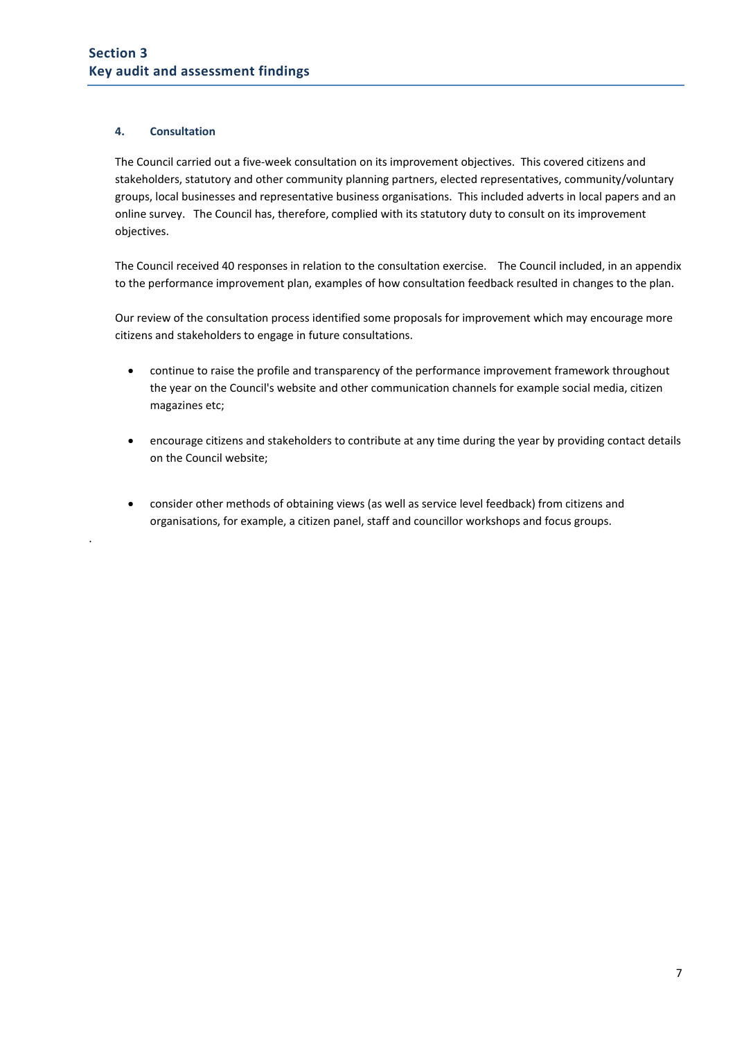# Section 3
# Key audit and assessment findings

### 4. Consultation

The Council carried out a five-week consultation on its improvement objectives. This covered citizens and stakeholders, statutory and other community planning partners, elected representatives, community/voluntary groups, local businesses and representative business organisations. This included adverts in local papers and an online survey. The Council has, therefore, complied with its statutory duty to consult on its improvement objectives.

The Council received 40 responses in relation to the consultation exercise. The Council included, in an appendix to the performance improvement plan, examples of how consultation feedback resulted in changes to the plan.

Our review of the consultation process identified some proposals for improvement which may encourage more citizens and stakeholders to engage in future consultations.

- continue to raise the profile and transparency of the performance improvement framework throughout the year on the Council's website and other communication channels for example social media, citizen magazines etc;
- encourage citizens and stakeholders to contribute at any time during the year by providing contact details on the Council website;
- consider other methods of obtaining views (as well as service level feedback) from citizens and organisations, for example, a citizen panel, staff and councillor workshops and focus groups.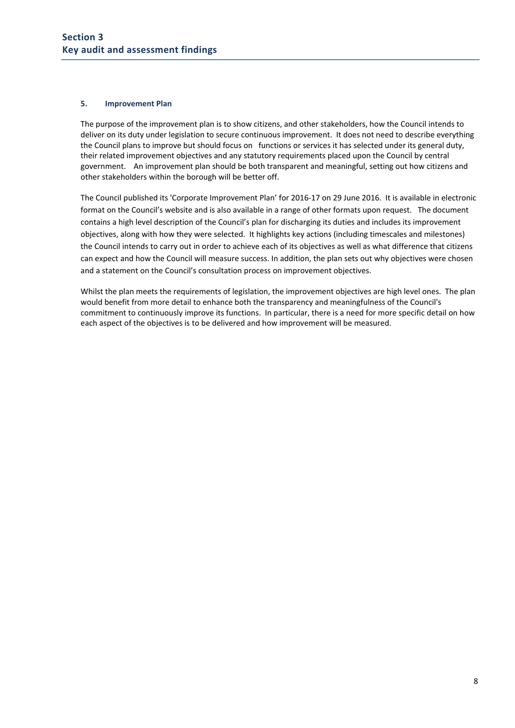## Section 3
## Key audit and assessment findings

### 5. Improvement Plan

The purpose of the improvement plan is to show citizens, and other stakeholders, how the Council intends to deliver on its duty under legislation to secure continuous improvement. It does not need to describe everything the Council plans to improve but should focus on functions or services it has selected under its general duty, their related improvement objectives and any statutory requirements placed upon the Council by central government. An improvement plan should be both transparent and meaningful, setting out how citizens and other stakeholders within the borough will be better off.

The Council published its 'Corporate Improvement Plan' for 2016-17 on 29 June 2016. It is available in electronic format on the Council's website and is also available in a range of other formats upon request. The document contains a high level description of the Council's plan for discharging its duties and includes its improvement objectives, along with how they were selected. It highlights key actions (including timescales and milestones) the Council intends to carry out in order to achieve each of its objectives as well as what difference that citizens can expect and how the Council will measure success. In addition, the plan sets out why objectives were chosen and a statement on the Council's consultation process on improvement objectives.

Whilst the plan meets the requirements of legislation, the improvement objectives are high level ones. The plan would benefit from more detail to enhance both the transparency and meaningfulness of the Council's commitment to continuously improve its functions. In particular, there is a need for more specific detail on how each aspect of the objectives is to be delivered and how improvement will be measured.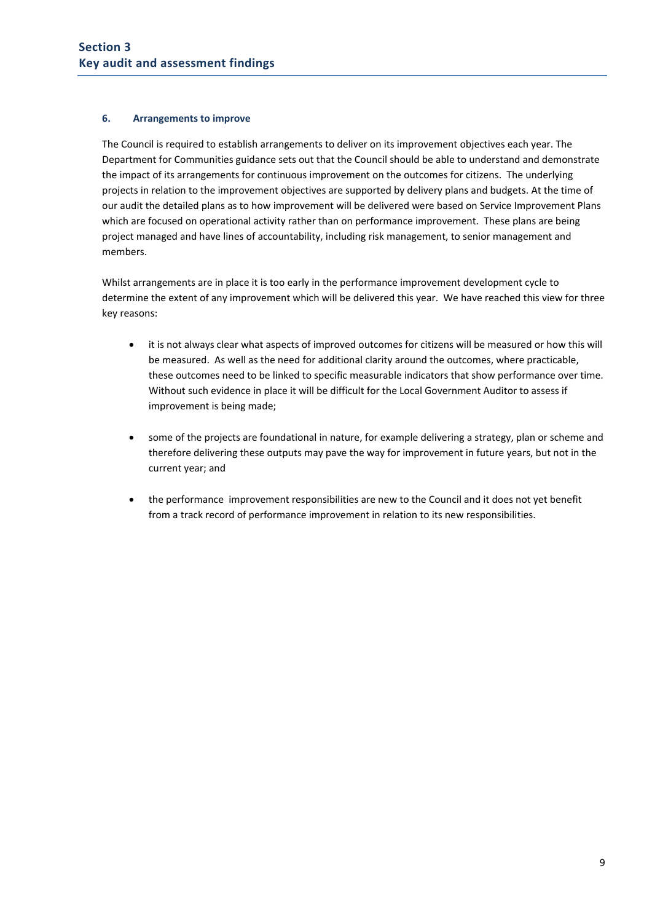## Section 3
## Key audit and assessment findings

### 6. Arrangements to improve

The Council is required to establish arrangements to deliver on its improvement objectives each year. The Department for Communities guidance sets out that the Council should be able to understand and demonstrate the impact of its arrangements for continuous improvement on the outcomes for citizens. The underlying projects in relation to the improvement objectives are supported by delivery plans and budgets. At the time of our audit the detailed plans as to how improvement will be delivered were based on Service Improvement Plans which are focused on operational activity rather than on performance improvement. These plans are being project managed and have lines of accountability, including risk management, to senior management and members.

Whilst arrangements are in place it is too early in the performance improvement development cycle to determine the extent of any improvement which will be delivered this year. We have reached this view for three key reasons:

- it is not always clear what aspects of improved outcomes for citizens will be measured or how this will be measured. As well as the need for additional clarity around the outcomes, where practicable, these outcomes need to be linked to specific measurable indicators that show performance over time. Without such evidence in place it will be difficult for the Local Government Auditor to assess if improvement is being made;

- some of the projects are foundational in nature, for example delivering a strategy, plan or scheme and therefore delivering these outputs may pave the way for improvement in future years, but not in the current year; and

- the performance improvement responsibilities are new to the Council and it does not yet benefit from a track record of performance improvement in relation to its new responsibilities.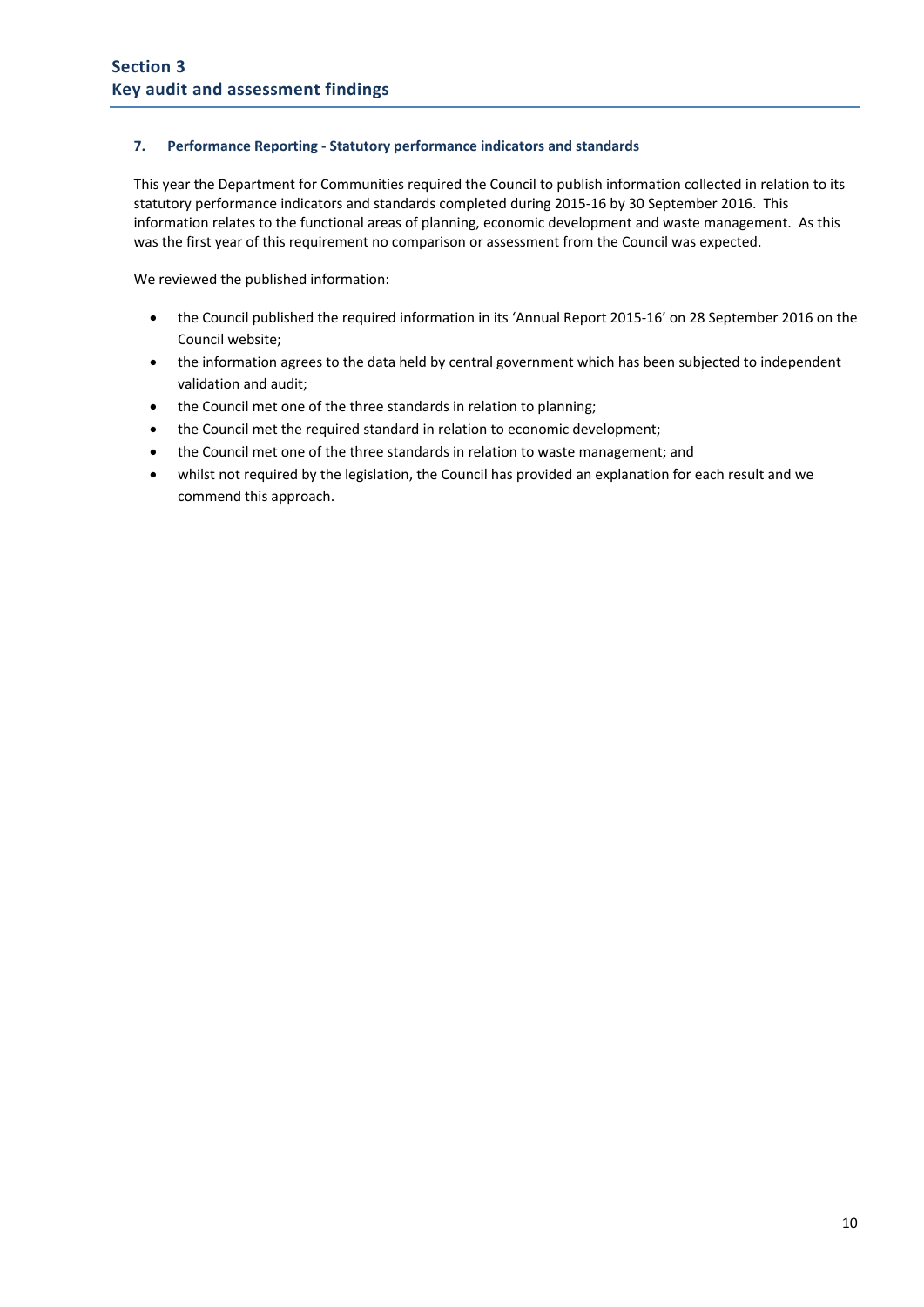## Section 3
## Key audit and assessment findings

### 7. Performance Reporting - Statutory performance indicators and standards

This year the Department for Communities required the Council to publish information collected in relation to its statutory performance indicators and standards completed during 2015-16 by 30 September 2016. This information relates to the functional areas of planning, economic development and waste management. As this was the first year of this requirement no comparison or assessment from the Council was expected.

We reviewed the published information:

- the Council published the required information in its 'Annual Report 2015-16' on 28 September 2016 on the Council website;
- the information agrees to the data held by central government which has been subjected to independent validation and audit;
- the Council met one of the three standards in relation to planning;
- the Council met the required standard in relation to economic development;
- the Council met one of the three standards in relation to waste management; and
- whilst not required by the legislation, the Council has provided an explanation for each result and we commend this approach.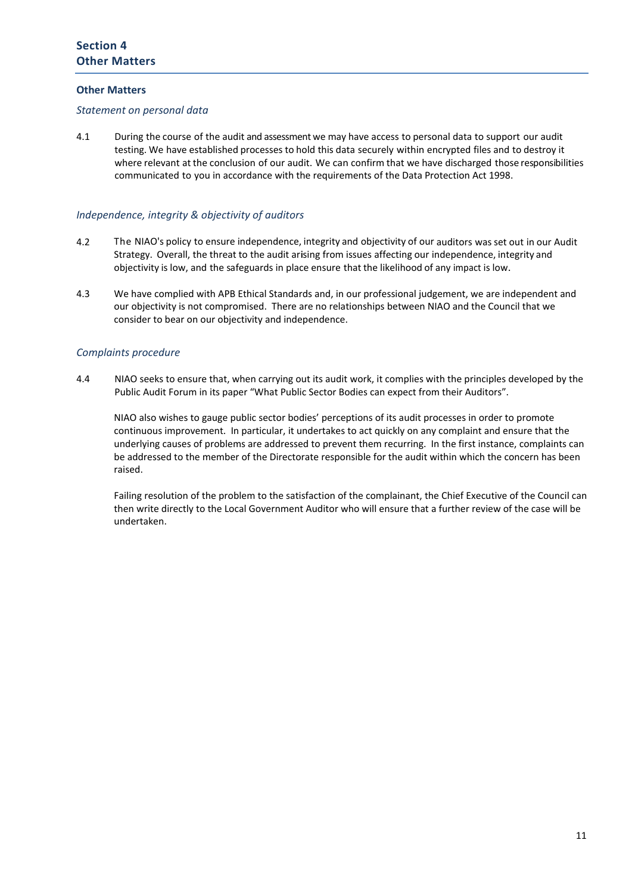## Section 4
## Other Matters

### Other Matters

*Statement on personal data*

4.1 During the course of the audit and assessment we may have access to personal data to support our audit testing. We have established processes to hold this data securely within encrypted files and to destroy it where relevant at the conclusion of our audit. We can confirm that we have discharged those responsibilities communicated to you in accordance with the requirements of the Data Protection Act 1998.

*Independence, integrity & objectivity of auditors*

4.2 The NIAO's policy to ensure independence, integrity and objectivity of our auditors was set out in our Audit Strategy. Overall, the threat to the audit arising from issues affecting our independence, integrity and objectivity is low, and the safeguards in place ensure that the likelihood of any impact is low.

4.3 We have complied with APB Ethical Standards and, in our professional judgement, we are independent and our objectivity is not compromised. There are no relationships between NIAO and the Council that we consider to bear on our objectivity and independence.

*Complaints procedure*

4.4 NIAO seeks to ensure that, when carrying out its audit work, it complies with the principles developed by the Public Audit Forum in its paper "What Public Sector Bodies can expect from their Auditors".

NIAO also wishes to gauge public sector bodies' perceptions of its audit processes in order to promote continuous improvement. In particular, it undertakes to act quickly on any complaint and ensure that the underlying causes of problems are addressed to prevent them recurring. In the first instance, complaints can be addressed to the member of the Directorate responsible for the audit within which the concern has been raised.

Failing resolution of the problem to the satisfaction of the complainant, the Chief Executive of the Council can then write directly to the Local Government Auditor who will ensure that a further review of the case will be undertaken.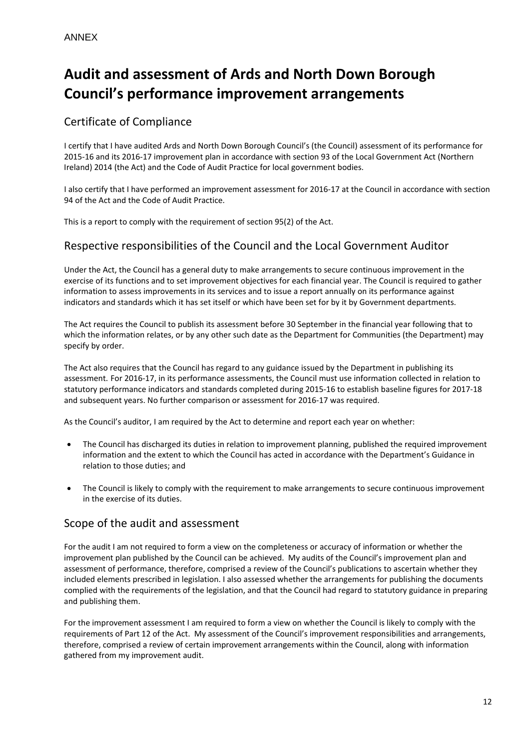ANNEX

# Audit and assessment of Ards and North Down Borough Council's performance improvement arrangements

## Certificate of Compliance

I certify that I have audited Ards and North Down Borough Council's (the Council) assessment of its performance for 2015-16 and its 2016-17 improvement plan in accordance with section 93 of the Local Government Act (Northern Ireland) 2014 (the Act) and the Code of Audit Practice for local government bodies.

I also certify that I have performed an improvement assessment for 2016-17 at the Council in accordance with section 94 of the Act and the Code of Audit Practice.

This is a report to comply with the requirement of section 95(2) of the Act.

## Respective responsibilities of the Council and the Local Government Auditor

Under the Act, the Council has a general duty to make arrangements to secure continuous improvement in the exercise of its functions and to set improvement objectives for each financial year. The Council is required to gather information to assess improvements in its services and to issue a report annually on its performance against indicators and standards which it has set itself or which have been set for by it by Government departments.

The Act requires the Council to publish its assessment before 30 September in the financial year following that to which the information relates, or by any other such date as the Department for Communities (the Department) may specify by order.

The Act also requires that the Council has regard to any guidance issued by the Department in publishing its assessment. For 2016-17, in its performance assessments, the Council must use information collected in relation to statutory performance indicators and standards completed during 2015-16 to establish baseline figures for 2017-18 and subsequent years. No further comparison or assessment for 2016-17 was required.

As the Council's auditor, I am required by the Act to determine and report each year on whether:

- The Council has discharged its duties in relation to improvement planning, published the required improvement information and the extent to which the Council has acted in accordance with the Department's Guidance in relation to those duties; and
- The Council is likely to comply with the requirement to make arrangements to secure continuous improvement in the exercise of its duties.

## Scope of the audit and assessment

For the audit I am not required to form a view on the completeness or accuracy of information or whether the improvement plan published by the Council can be achieved. My audits of the Council's improvement plan and assessment of performance, therefore, comprised a review of the Council's publications to ascertain whether they included elements prescribed in legislation. I also assessed whether the arrangements for publishing the documents complied with the requirements of the legislation, and that the Council had regard to statutory guidance in preparing and publishing them.

For the improvement assessment I am required to form a view on whether the Council is likely to comply with the requirements of Part 12 of the Act. My assessment of the Council's improvement responsibilities and arrangements, therefore, comprised a review of certain improvement arrangements within the Council, along with information gathered from my improvement audit.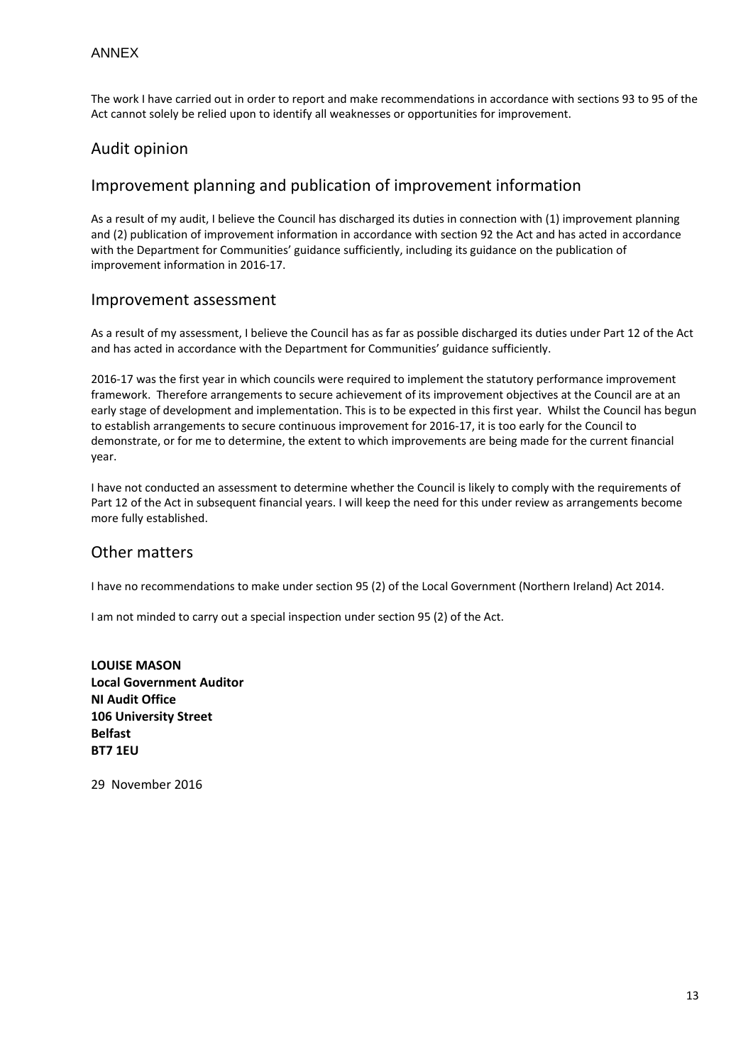ANNEX

The work I have carried out in order to report and make recommendations in accordance with sections 93 to 95 of the Act cannot solely be relied upon to identify all weaknesses or opportunities for improvement.

## Audit opinion

## Improvement planning and publication of improvement information

As a result of my audit, I believe the Council has discharged its duties in connection with (1) improvement planning and (2) publication of improvement information in accordance with section 92 the Act and has acted in accordance with the Department for Communities' guidance sufficiently, including its guidance on the publication of improvement information in 2016-17.

## Improvement assessment

As a result of my assessment, I believe the Council has as far as possible discharged its duties under Part 12 of the Act and has acted in accordance with the Department for Communities' guidance sufficiently.

2016-17 was the first year in which councils were required to implement the statutory performance improvement framework. Therefore arrangements to secure achievement of its improvement objectives at the Council are at an early stage of development and implementation. This is to be expected in this first year. Whilst the Council has begun to establish arrangements to secure continuous improvement for 2016-17, it is too early for the Council to demonstrate, or for me to determine, the extent to which improvements are being made for the current financial year.

I have not conducted an assessment to determine whether the Council is likely to comply with the requirements of Part 12 of the Act in subsequent financial years. I will keep the need for this under review as arrangements become more fully established.

## Other matters

I have no recommendations to make under section 95 (2) of the Local Government (Northern Ireland) Act 2014.

I am not minded to carry out a special inspection under section 95 (2) of the Act.

**LOUISE MASON**
**Local Government Auditor**
**NI Audit Office**
**106 University Street**
**Belfast**
**BT7 1EU**

29 November 2016